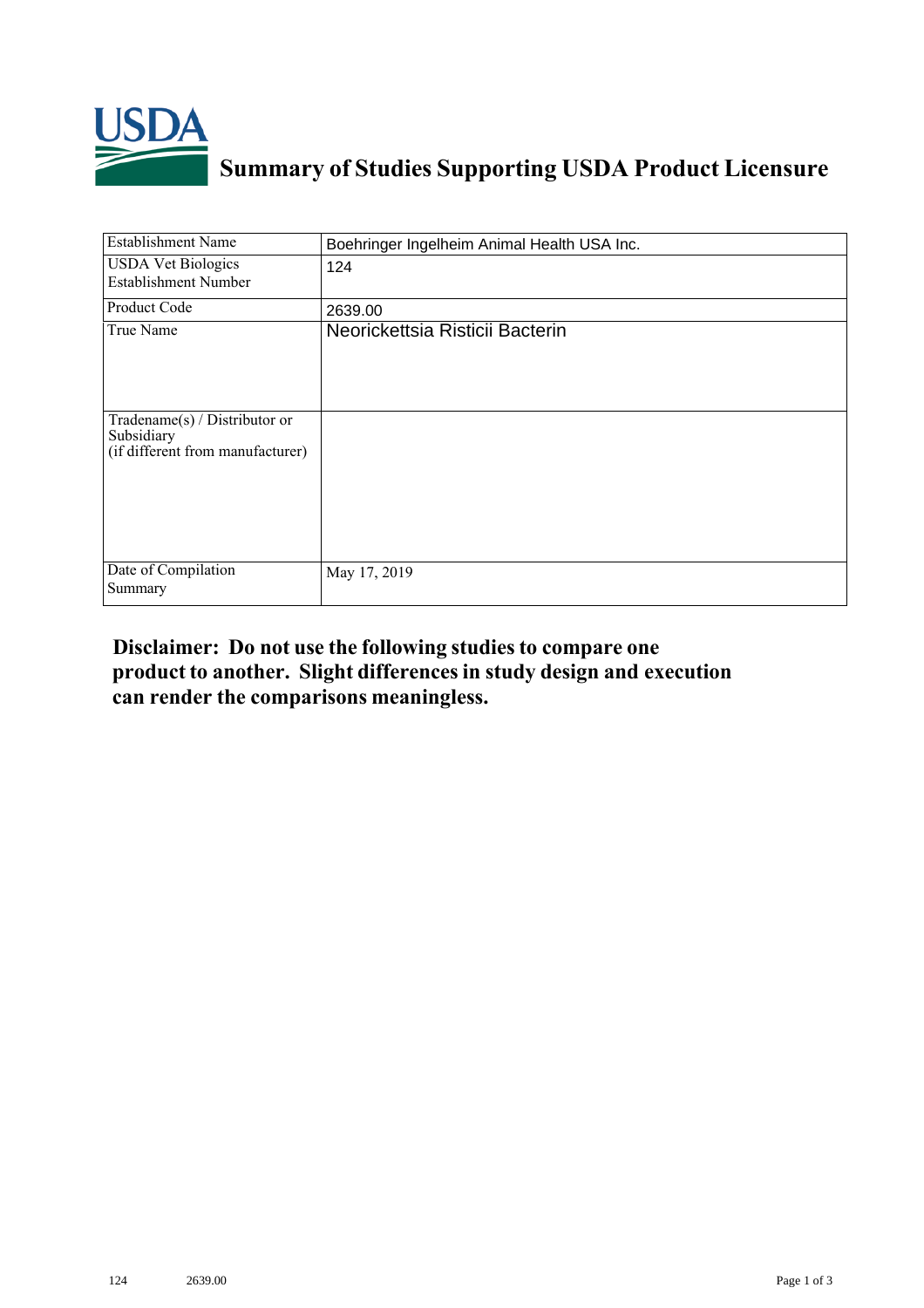# Summary of Studies Supporting USDA Product Licensure

| | |
|---|---|
| Establishment Name | Boehringer Ingelheim Animal Health USA Inc. |
| USDA Vet Biologics Establishment Number | 124 |
| Product Code | 2639.00 |
| True Name | Neorickettsia Risticii Bacterin |
| Tradename(s) / Distributor or Subsidiary (if different from manufacturer) | |
| Date of Compilation Summary | May 17, 2019 |

**Disclaimer: Do not use the following studies to compare one product to another. Slight differences in study design and execution can render the comparisons meaningless.**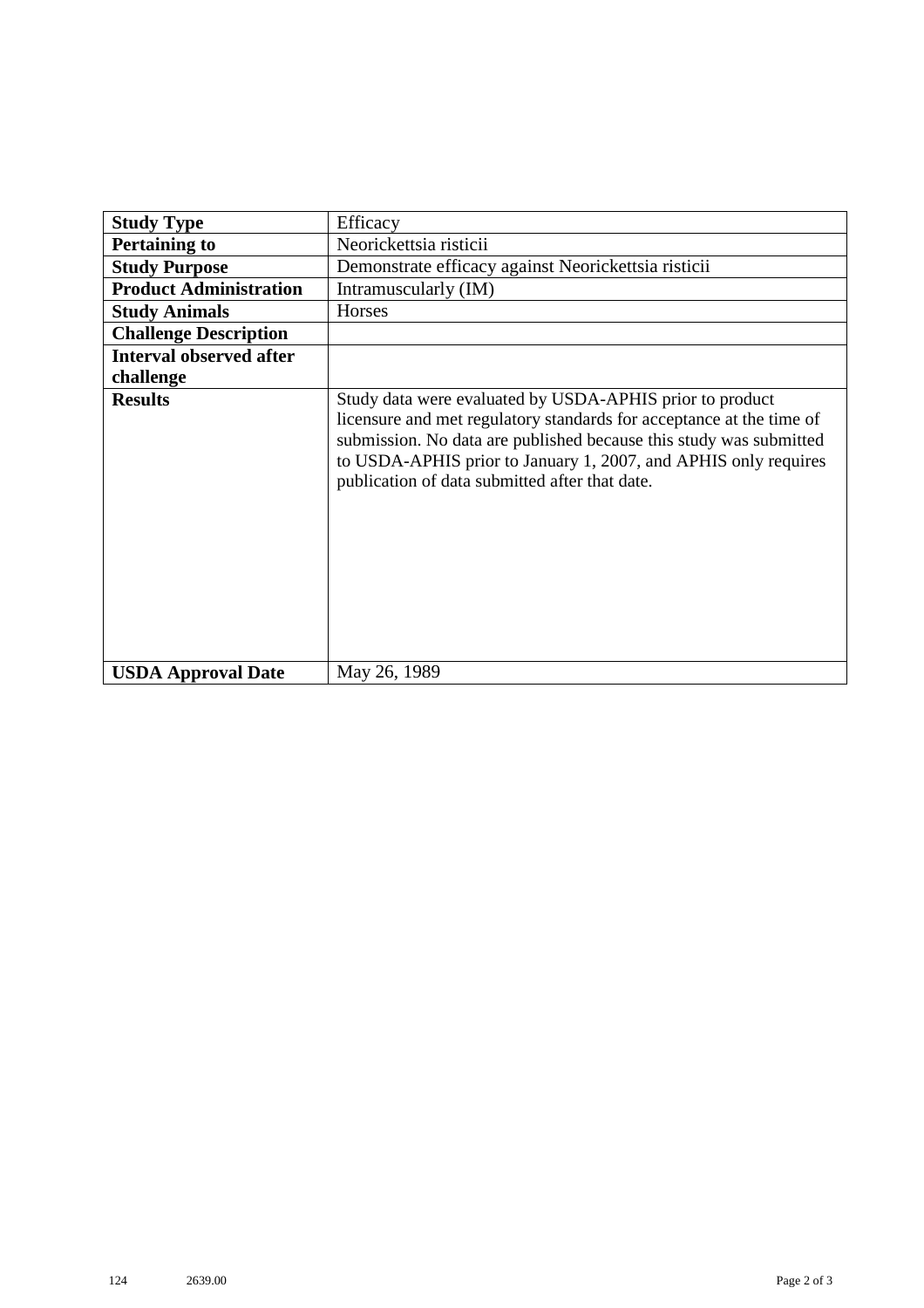| **Study Type** | Efficacy |
| --- | --- |
| **Pertaining to** | Neorickettsia risticii |
| **Study Purpose** | Demonstrate efficacy against Neorickettsia risticii |
| **Product Administration** | Intramuscularly (IM) |
| **Study Animals** | Horses |
| **Challenge Description** | |
| **Interval observed after challenge** | |
| **Results** | Study data were evaluated by USDA-APHIS prior to product licensure and met regulatory standards for acceptance at the time of submission. No data are published because this study was submitted to USDA-APHIS prior to January 1, 2007, and APHIS only requires publication of data submitted after that date. |
| **USDA Approval Date** | May 26, 1989 |

124 2639.00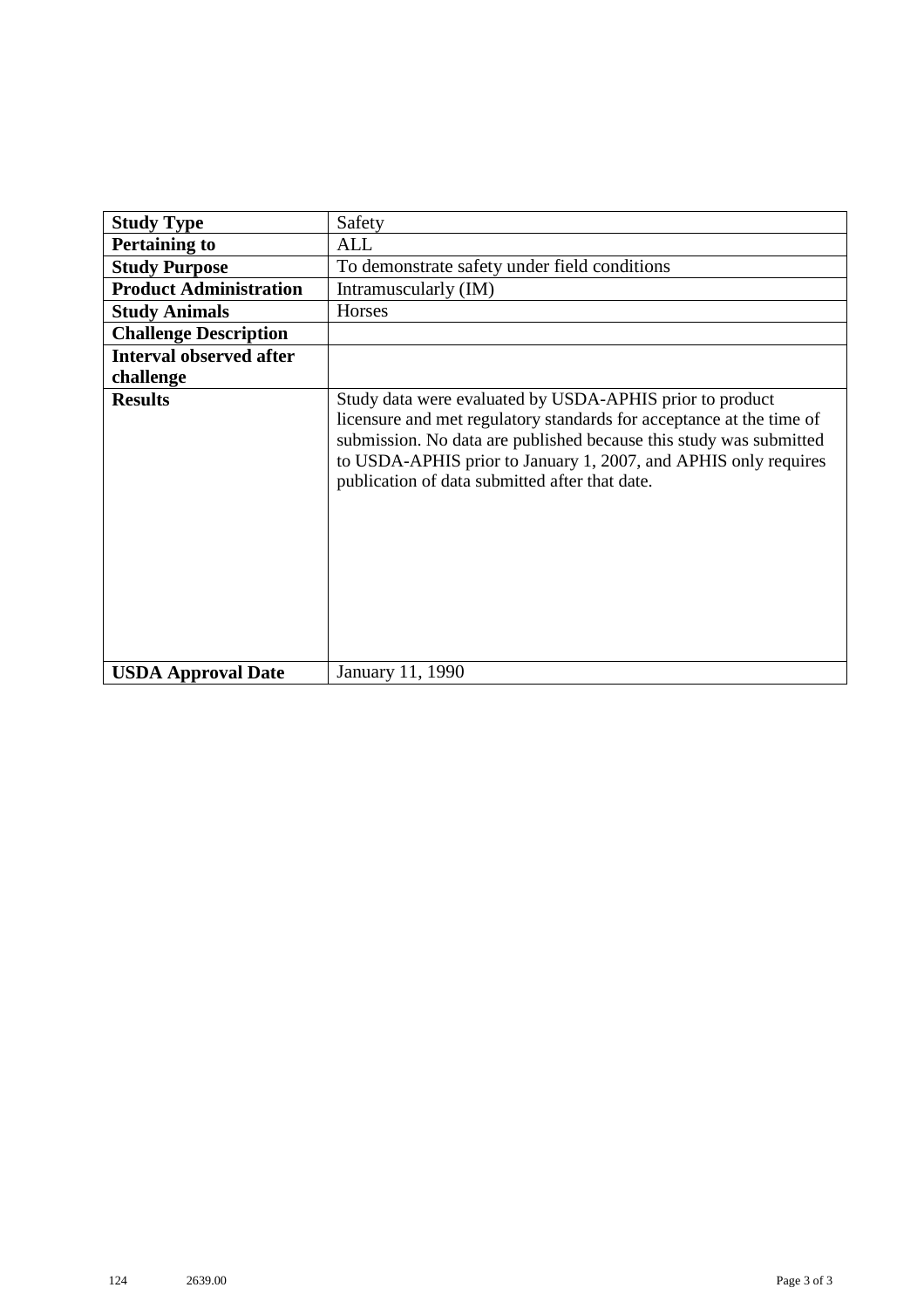| | |
|---|---|
| **Study Type** | Safety |
| **Pertaining to** | ALL |
| **Study Purpose** | To demonstrate safety under field conditions |
| **Product Administration** | Intramuscularly (IM) |
| **Study Animals** | Horses |
| **Challenge Description** | |
| **Interval observed after challenge** | |
| **Results** | Study data were evaluated by USDA-APHIS prior to product licensure and met regulatory standards for acceptance at the time of submission. No data are published because this study was submitted to USDA-APHIS prior to January 1, 2007, and APHIS only requires publication of data submitted after that date. |
| **USDA Approval Date** | January 11, 1990 |

124 2639.00